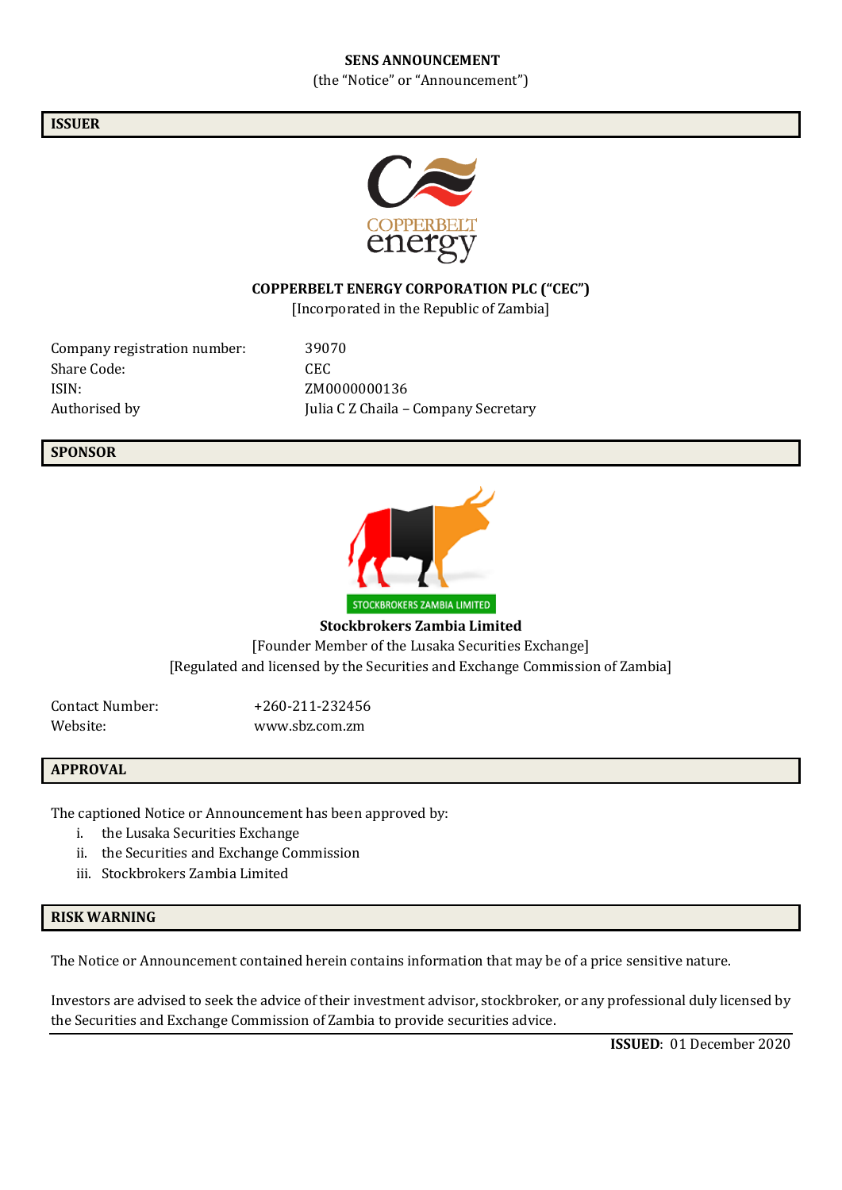**SENS ANNOUNCEMENT**

(the "Notice" or "Announcement")

## ISSUER

COPPERBELT energy

**COPPERBELT ENERGY CORPORATION PLC ("CEC")**

[Incorporated in the Republic of Zambia]

| | |
|---|---|
| Company registration number: | 39070 |
| Share Code: | CEC |
| ISIN: | ZM0000000136 |
| Authorised by | Julia C Z Chaila – Company Secretary |

## SPONSOR

STOCKBROKERS ZAMBIA LIMITED

**Stockbrokers Zambia Limited**

[Founder Member of the Lusaka Securities Exchange]

[Regulated and licensed by the Securities and Exchange Commission of Zambia]

| | |
|---|---|
| Contact Number: | +260-211-232456 |
| Website: | www.sbz.com.zm |

## APPROVAL

The captioned Notice or Announcement has been approved by:

i. the Lusaka Securities Exchange
ii. the Securities and Exchange Commission
iii. Stockbrokers Zambia Limited

## RISK WARNING

The Notice or Announcement contained herein contains information that may be of a price sensitive nature.

Investors are advised to seek the advice of their investment advisor, stockbroker, or any professional duly licensed by the Securities and Exchange Commission of Zambia to provide securities advice.

**ISSUED**: 01 December 2020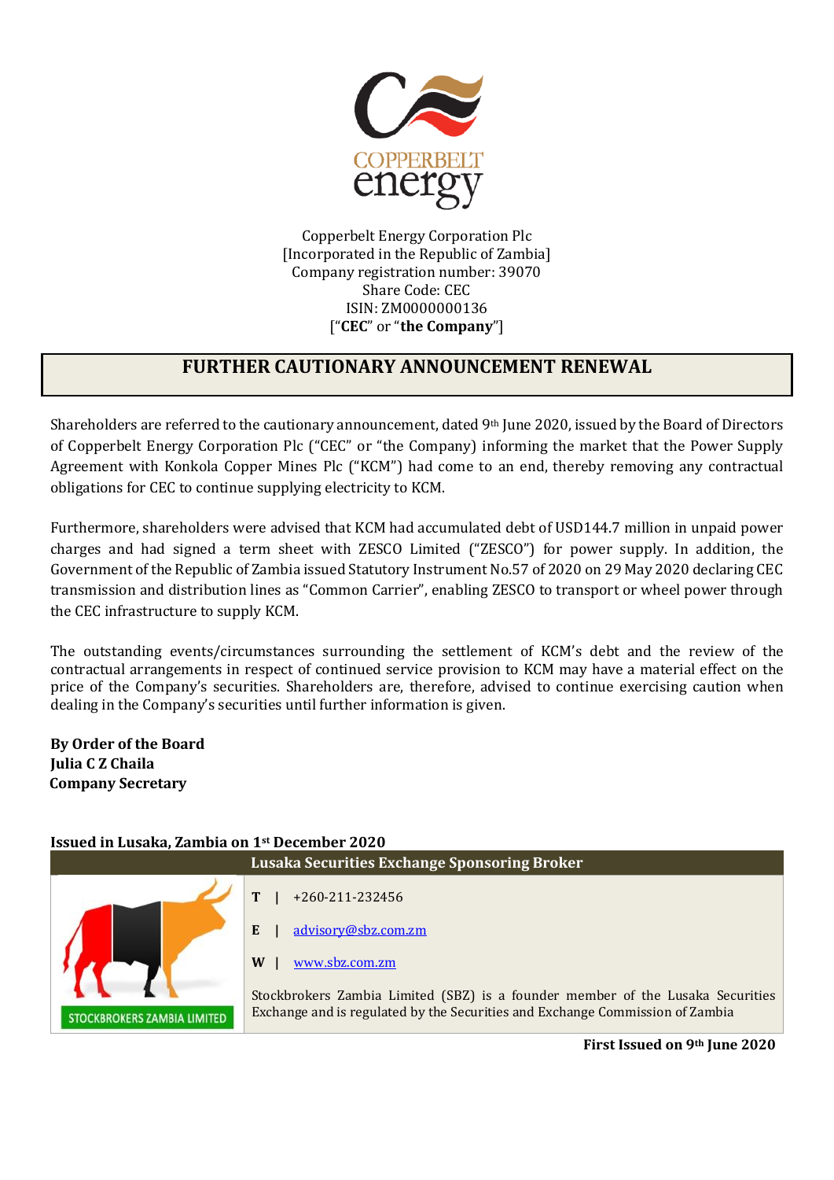COPPERBELT energy

Copperbelt Energy Corporation Plc
[Incorporated in the Republic of Zambia]
Company registration number: 39070
Share Code: CEC
ISIN: ZM0000000136
["**CEC**" or "**the Company**"]

# FURTHER CAUTIONARY ANNOUNCEMENT RENEWAL

Shareholders are referred to the cautionary announcement, dated 9th June 2020, issued by the Board of Directors of Copperbelt Energy Corporation Plc ("CEC" or "the Company) informing the market that the Power Supply Agreement with Konkola Copper Mines Plc ("KCM") had come to an end, thereby removing any contractual obligations for CEC to continue supplying electricity to KCM.

Furthermore, shareholders were advised that KCM had accumulated debt of USD144.7 million in unpaid power charges and had signed a term sheet with ZESCO Limited ("ZESCO") for power supply. In addition, the Government of the Republic of Zambia issued Statutory Instrument No.57 of 2020 on 29 May 2020 declaring CEC transmission and distribution lines as "Common Carrier", enabling ZESCO to transport or wheel power through the CEC infrastructure to supply KCM.

The outstanding events/circumstances surrounding the settlement of KCM's debt and the review of the contractual arrangements in respect of continued service provision to KCM may have a material effect on the price of the Company's securities. Shareholders are, therefore, advised to continue exercising caution when dealing in the Company's securities until further information is given.

**By Order of the Board**
**Julia C Z Chaila**
**Company Secretary**

**Issued in Lusaka, Zambia on 1st December 2020**

**Lusaka Securities Exchange Sponsoring Broker**

STOCKBROKERS ZAMBIA LIMITED

**T** | +260-211-232456

**E** | advisory@sbz.com.zm

**W** | www.sbz.com.zm

Stockbrokers Zambia Limited (SBZ) is a founder member of the Lusaka Securities Exchange and is regulated by the Securities and Exchange Commission of Zambia

**First Issued on 9th June 2020**